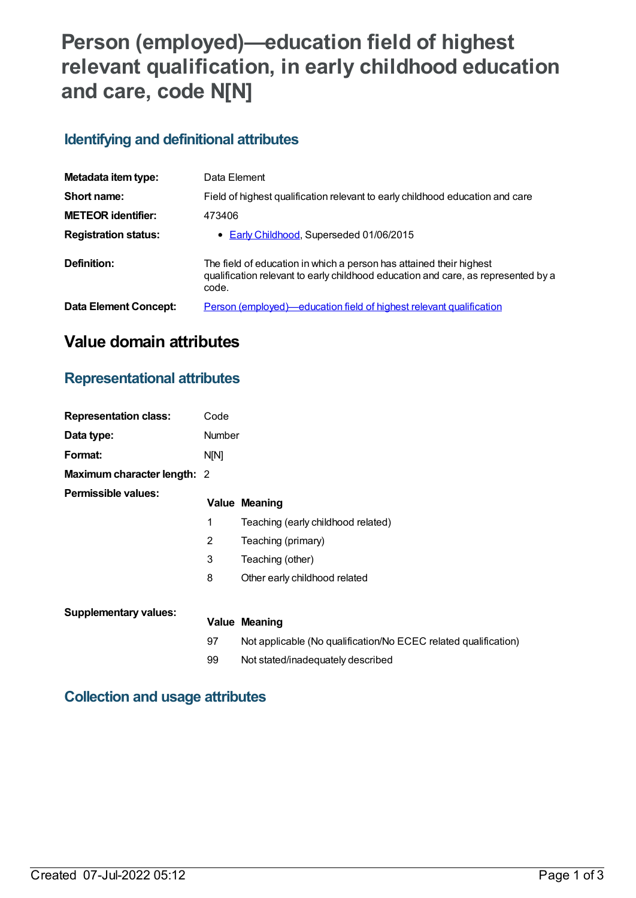# Person (employed)—education field of highest relevant qualification, in early childhood education and care, code N[N]

## Identifying and definitional attributes

| | |
|---|---|
| **Metadata item type:** | Data Element |
| **Short name:** | Field of highest qualification relevant to early childhood education and care |
| **METEOR identifier:** | 473406 |
| **Registration status:** | • Early Childhood, Superseded 01/06/2015 |
| **Definition:** | The field of education in which a person has attained their highest qualification relevant to early childhood education and care, as represented by a code. |
| **Data Element Concept:** | Person (employed)—education field of highest relevant qualification |

# Value domain attributes

## Representational attributes

| | |
|---|---|
| **Representation class:** | Code |
| **Data type:** | Number |
| **Format:** | N[N] |
| **Maximum character length:** | 2 |

**Permissible values:**

| Value | Meaning |
|---|---|
| 1 | Teaching (early childhood related) |
| 2 | Teaching (primary) |
| 3 | Teaching (other) |
| 8 | Other early childhood related |

**Supplementary values:**

| Value | Meaning |
|---|---|
| 97 | Not applicable (No qualification/No ECEC related qualification) |
| 99 | Not stated/inadequately described |

## Collection and usage attributes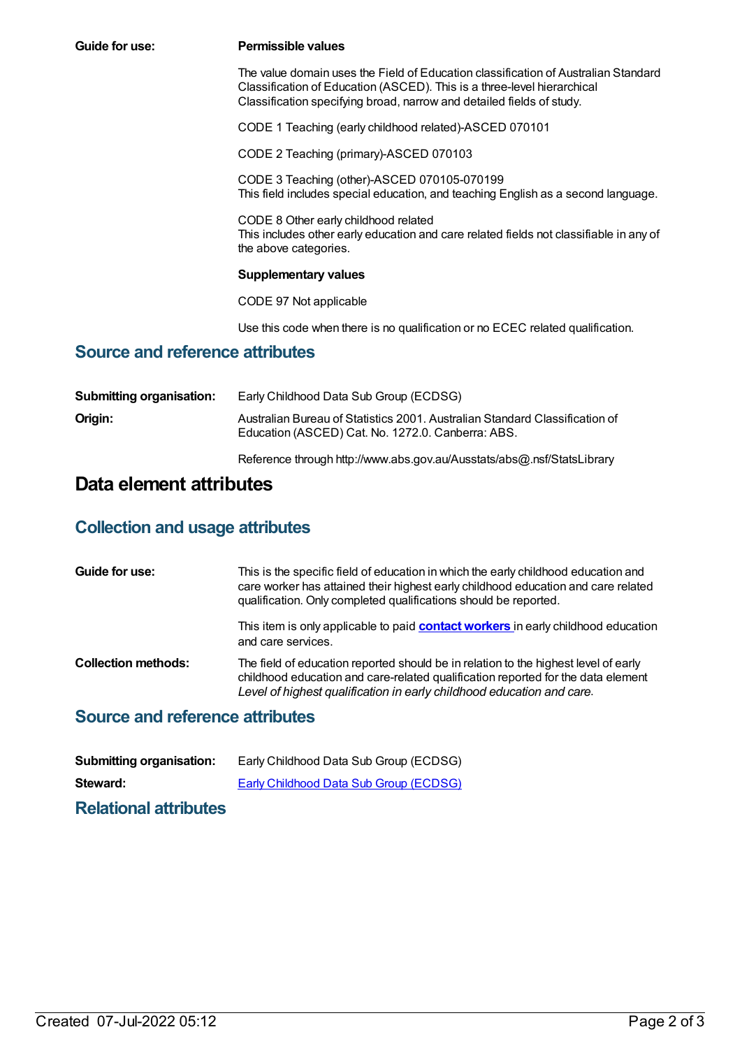**Guide for use:**

**Permissible values**

The value domain uses the Field of Education classification of Australian Standard Classification of Education (ASCED). This is a three-level hierarchical Classification specifying broad, narrow and detailed fields of study.

CODE 1 Teaching (early childhood related)-ASCED 070101

CODE 2 Teaching (primary)-ASCED 070103

CODE 3 Teaching (other)-ASCED 070105-070199
This field includes special education, and teaching English as a second language.

CODE 8 Other early childhood related
This includes other early education and care related fields not classifiable in any of the above categories.

**Supplementary values**

CODE 97 Not applicable

Use this code when there is no qualification or no ECEC related qualification.

## Source and reference attributes

**Submitting organisation:** Early Childhood Data Sub Group (ECDSG)

**Origin:** Australian Bureau of Statistics 2001. Australian Standard Classification of Education (ASCED) Cat. No. 1272.0. Canberra: ABS.

Reference through http://www.abs.gov.au/Ausstats/abs@.nsf/StatsLibrary

# Data element attributes

## Collection and usage attributes

**Guide for use:** This is the specific field of education in which the early childhood education and care worker has attained their highest early childhood education and care related qualification. Only completed qualifications should be reported.

This item is only applicable to paid **contact workers** in early childhood education and care services.

**Collection methods:** The field of education reported should be in relation to the highest level of early childhood education and care-related qualification reported for the data element *Level of highest qualification in early childhood education and care*.

## Source and reference attributes

**Submitting organisation:** Early Childhood Data Sub Group (ECDSG)

**Steward:** Early Childhood Data Sub Group (ECDSG)

## Relational attributes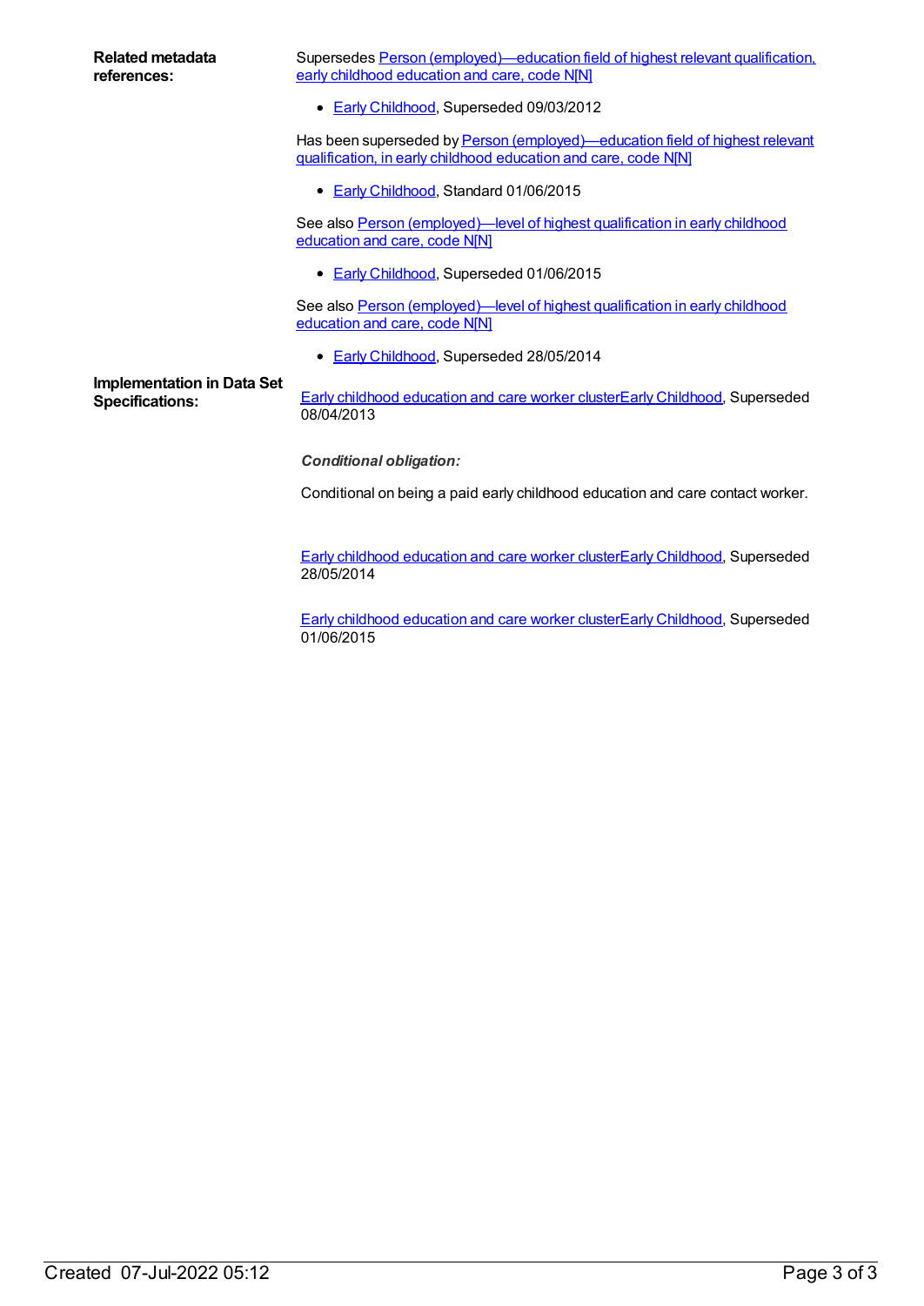**Related metadata references:**

Supersedes Person (employed)—education field of highest relevant qualification, early childhood education and care, code N[N]

- Early Childhood, Superseded 09/03/2012

Has been superseded by Person (employed)—education field of highest relevant qualification, in early childhood education and care, code N[N]

- Early Childhood, Standard 01/06/2015

See also Person (employed)—level of highest qualification in early childhood education and care, code N[N]

- Early Childhood, Superseded 01/06/2015

See also Person (employed)—level of highest qualification in early childhood education and care, code N[N]

- Early Childhood, Superseded 28/05/2014

**Implementation in Data Set Specifications:**

Early childhood education and care worker clusterEarly Childhood, Superseded 08/04/2013

***Conditional obligation:***

Conditional on being a paid early childhood education and care contact worker.

Early childhood education and care worker clusterEarly Childhood, Superseded 28/05/2014

Early childhood education and care worker clusterEarly Childhood, Superseded 01/06/2015